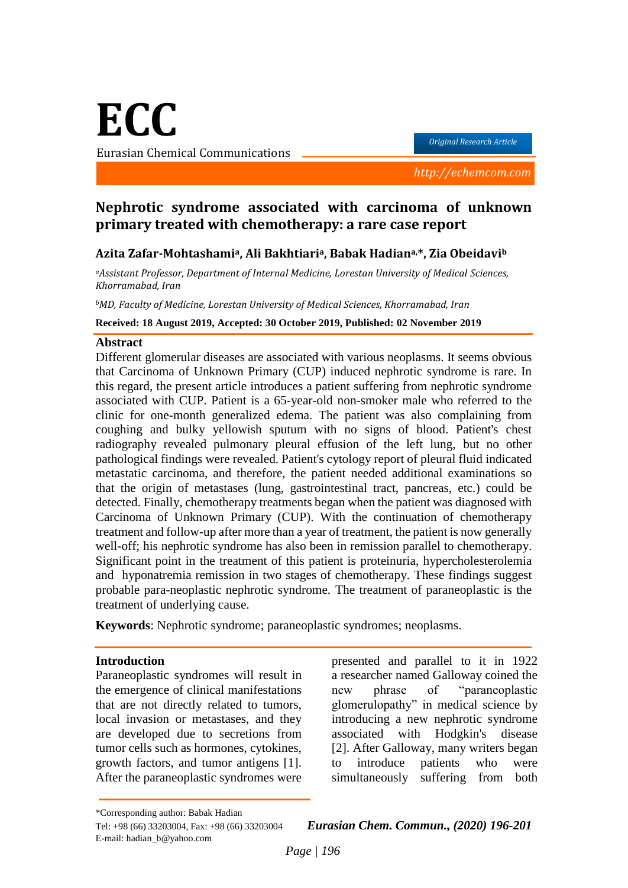# Nephrotic syndrome associated with carcinoma of unknown primary treated with chemotherapy: a rare case report

**Azita Zafar-Mohtashami[a], Ali Bakhtiari[a], Babak Hadian[a,*], Zia Obeidavi[b]**

*[a]Assistant Professor, Department of Internal Medicine, Lorestan University of Medical Sciences, Khorramabad, Iran*

*[b]MD, Faculty of Medicine, Lorestan University of Medical Sciences, Khorramabad, Iran*

**Received: 18 August 2019, Accepted: 30 October 2019, Published: 02 November 2019**

## Abstract

Different glomerular diseases are associated with various neoplasms. It seems obvious that Carcinoma of Unknown Primary (CUP) induced nephrotic syndrome is rare. In this regard, the present article introduces a patient suffering from nephrotic syndrome associated with CUP. Patient is a 65-year-old non-smoker male who referred to the clinic for one-month generalized edema. The patient was also complaining from coughing and bulky yellowish sputum with no signs of blood. Patient's chest radiography revealed pulmonary pleural effusion of the left lung, but no other pathological findings were revealed. Patient's cytology report of pleural fluid indicated metastatic carcinoma, and therefore, the patient needed additional examinations so that the origin of metastases (lung, gastrointestinal tract, pancreas, etc.) could be detected. Finally, chemotherapy treatments began when the patient was diagnosed with Carcinoma of Unknown Primary (CUP). With the continuation of chemotherapy treatment and follow-up after more than a year of treatment, the patient is now generally well-off; his nephrotic syndrome has also been in remission parallel to chemotherapy. Significant point in the treatment of this patient is proteinuria, hypercholesterolemia and hyponatremia remission in two stages of chemotherapy. These findings suggest probable para-neoplastic nephrotic syndrome. The treatment of paraneoplastic is the treatment of underlying cause.

**Keywords**: Nephrotic syndrome; paraneoplastic syndromes; neoplasms.

## Introduction

Paraneoplastic syndromes will result in the emergence of clinical manifestations that are not directly related to tumors, local invasion or metastases, and they are developed due to secretions from tumor cells such as hormones, cytokines, growth factors, and tumor antigens [1]. After the paraneoplastic syndromes were presented and parallel to it in 1922 a researcher named Galloway coined the new phrase of "paraneoplastic glomerulopathy" in medical science by introducing a new nephrotic syndrome associated with Hodgkin's disease [2]. After Galloway, many writers began to introduce patients who were simultaneously suffering from both

*Corresponding author: Babak Hadian
Tel: +98 (66) 33203004, Fax: +98 (66) 33203004
E-mail: hadian_b@yahoo.com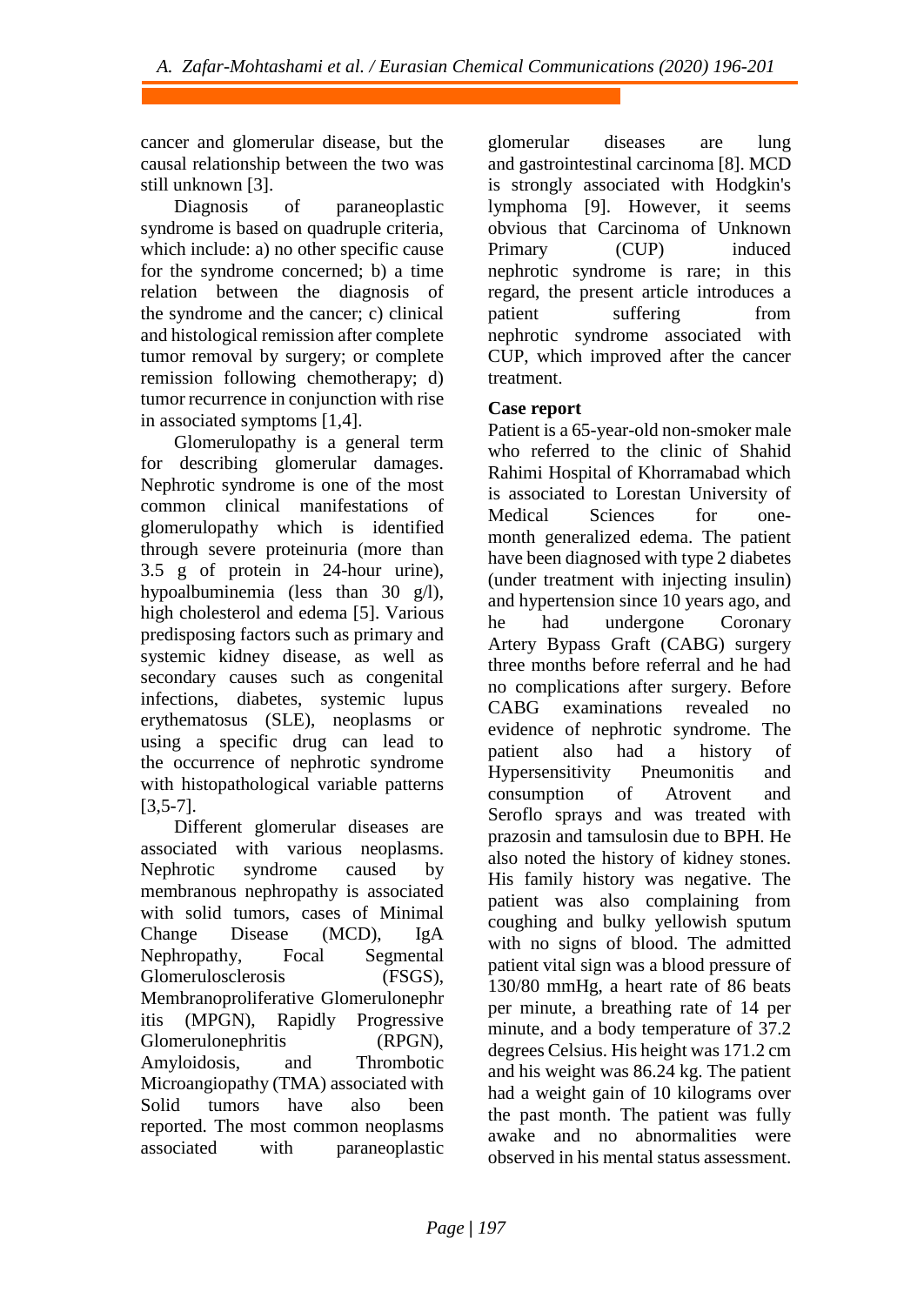cancer and glomerular disease, but the causal relationship between the two was still unknown [3].

Diagnosis of paraneoplastic syndrome is based on quadruple criteria, which include: a) no other specific cause for the syndrome concerned; b) a time relation between the diagnosis of the syndrome and the cancer; c) clinical and histological remission after complete tumor removal by surgery; or complete remission following chemotherapy; d) tumor recurrence in conjunction with rise in associated symptoms [1,4].

Glomerulopathy is a general term for describing glomerular damages. Nephrotic syndrome is one of the most common clinical manifestations of glomerulopathy which is identified through severe proteinuria (more than 3.5 g of protein in 24-hour urine), hypoalbuminemia (less than 30 g/l), high cholesterol and edema [5]. Various predisposing factors such as primary and systemic kidney disease, as well as secondary causes such as congenital infections, diabetes, systemic lupus erythematosus (SLE), neoplasms or using a specific drug can lead to the occurrence of nephrotic syndrome with histopathological variable patterns [3,5-7].

Different glomerular diseases are associated with various neoplasms. Nephrotic syndrome caused by membranous nephropathy is associated with solid tumors, cases of Minimal Change Disease (MCD), IgA Nephropathy, Focal Segmental Glomerulosclerosis (FSGS), Membranoproliferative Glomerulonephritis (MPGN), Rapidly Progressive Glomerulonephritis (RPGN), Amyloidosis, and Thrombotic Microangiopathy (TMA) associated with Solid tumors have also been reported. The most common neoplasms associated with paraneoplastic glomerular diseases are lung and gastrointestinal carcinoma [8]. MCD is strongly associated with Hodgkin's lymphoma [9]. However, it seems obvious that Carcinoma of Unknown Primary (CUP) induced nephrotic syndrome is rare; in this regard, the present article introduces a patient suffering from nephrotic syndrome associated with CUP, which improved after the cancer treatment.

## Case report

Patient is a 65-year-old non-smoker male who referred to the clinic of Shahid Rahimi Hospital of Khorramabad which is associated to Lorestan University of Medical Sciences for one-month generalized edema. The patient have been diagnosed with type 2 diabetes (under treatment with injecting insulin) and hypertension since 10 years ago, and he had undergone Coronary Artery Bypass Graft (CABG) surgery three months before referral and he had no complications after surgery. Before CABG examinations revealed no evidence of nephrotic syndrome. The patient also had a history of Hypersensitivity Pneumonitis and consumption of Atrovent and Seroflo sprays and was treated with prazosin and tamsulosin due to BPH. He also noted the history of kidney stones. His family history was negative. The patient was also complaining from coughing and bulky yellowish sputum with no signs of blood. The admitted patient vital sign was a blood pressure of 130/80 mmHg, a heart rate of 86 beats per minute, a breathing rate of 14 per minute, and a body temperature of 37.2 degrees Celsius. His height was 171.2 cm and his weight was 86.24 kg. The patient had a weight gain of 10 kilograms over the past month. The patient was fully awake and no abnormalities were observed in his mental status assessment.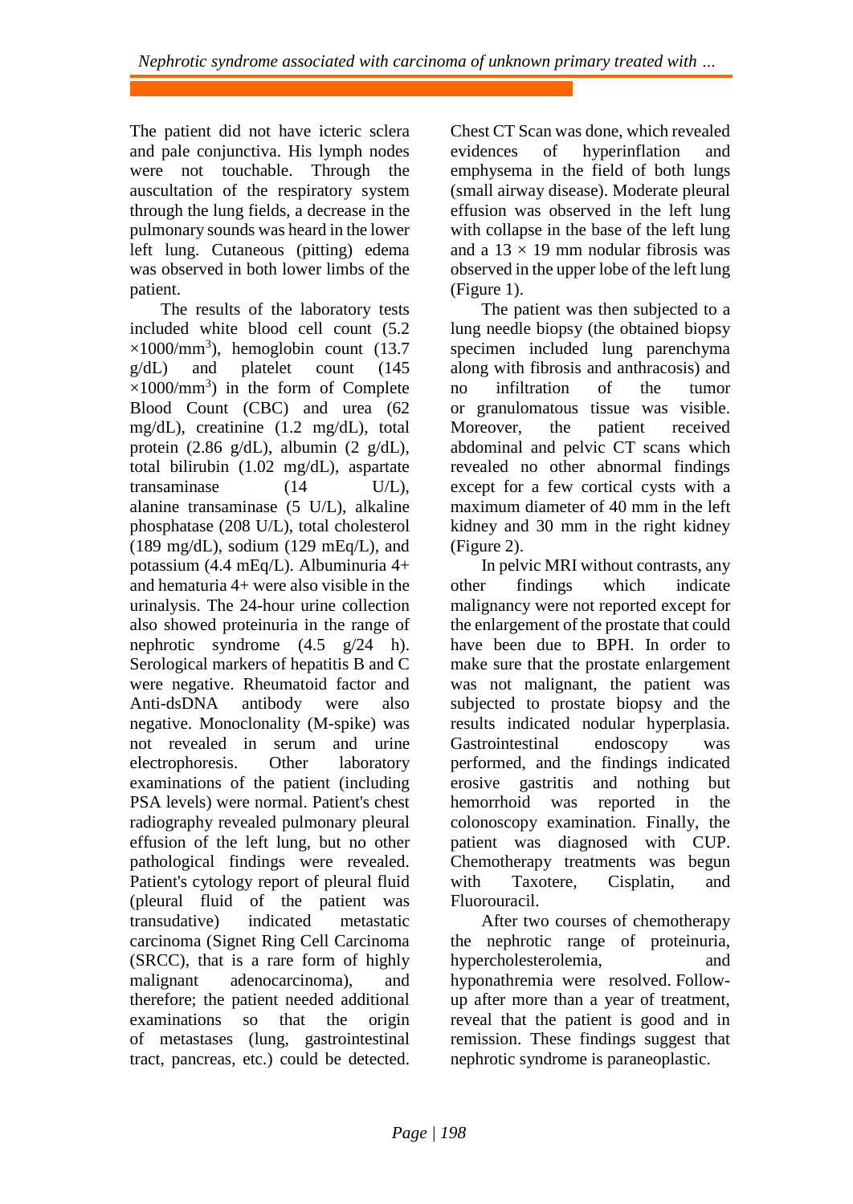The patient did not have icteric sclera and pale conjunctiva. His lymph nodes were not touchable. Through the auscultation of the respiratory system through the lung fields, a decrease in the pulmonary sounds was heard in the lower left lung. Cutaneous (pitting) edema was observed in both lower limbs of the patient.

The results of the laboratory tests included white blood cell count (5.2 $\times 1000/mm^3$), hemoglobin count (13.7 g/dL) and platelet count (145 $\times 1000/mm^3$) in the form of Complete Blood Count (CBC) and urea (62 mg/dL), creatinine (1.2 mg/dL), total protein (2.86 g/dL), albumin (2 g/dL), total bilirubin (1.02 mg/dL), aspartate transaminase (14 U/L), alanine transaminase (5 U/L), alkaline phosphatase (208 U/L), total cholesterol (189 mg/dL), sodium (129 mEq/L), and potassium (4.4 mEq/L). Albuminuria 4+ and hematuria 4+ were also visible in the urinalysis. The 24-hour urine collection also showed proteinuria in the range of nephrotic syndrome (4.5 g/24 h). Serological markers of hepatitis B and C were negative. Rheumatoid factor and Anti-dsDNA antibody were also negative. Monoclonality (M-spike) was not revealed in serum and urine electrophoresis. Other laboratory examinations of the patient (including PSA levels) were normal. Patient's chest radiography revealed pulmonary pleural effusion of the left lung, but no other pathological findings were revealed. Patient's cytology report of pleural fluid (pleural fluid of the patient was transudative) indicated metastatic carcinoma (Signet Ring Cell Carcinoma (SRCC), that is a rare form of highly malignant adenocarcinoma), and therefore; the patient needed additional examinations so that the origin of metastases (lung, gastrointestinal tract, pancreas, etc.) could be detected. Chest CT Scan was done, which revealed evidences of hyperinflation and emphysema in the field of both lungs (small airway disease). Moderate pleural effusion was observed in the left lung with collapse in the base of the left lung and a 13 × 19 mm nodular fibrosis was observed in the upper lobe of the left lung (Figure 1).

The patient was then subjected to a lung needle biopsy (the obtained biopsy specimen included lung parenchyma along with fibrosis and anthracosis) and no infiltration of the tumor or granulomatous tissue was visible. Moreover, the patient received abdominal and pelvic CT scans which revealed no other abnormal findings except for a few cortical cysts with a maximum diameter of 40 mm in the left kidney and 30 mm in the right kidney (Figure 2).

In pelvic MRI without contrasts, any other findings which indicate malignancy were not reported except for the enlargement of the prostate that could have been due to BPH. In order to make sure that the prostate enlargement was not malignant, the patient was subjected to prostate biopsy and the results indicated nodular hyperplasia. Gastrointestinal endoscopy was performed, and the findings indicated erosive gastritis and nothing but hemorrhoid was reported in the colonoscopy examination. Finally, the patient was diagnosed with CUP. Chemotherapy treatments was begun with Taxotere, Cisplatin, and Fluorouracil.

After two courses of chemotherapy the nephrotic range of proteinuria, hypercholesterolemia, and hyponathremia were resolved. Follow-up after more than a year of treatment, reveal that the patient is good and in remission. These findings suggest that nephrotic syndrome is paraneoplastic.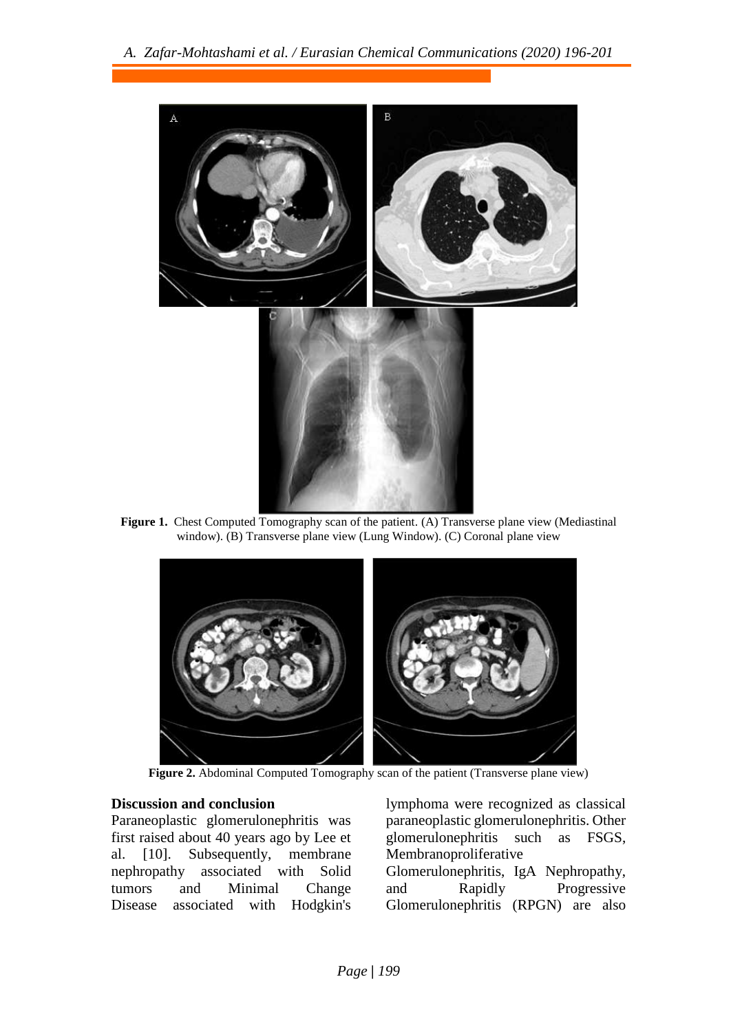**Figure 1.** Chest Computed Tomography scan of the patient. (A) Transverse plane view (Mediastinal window). (B) Transverse plane view (Lung Window). (C) Coronal plane view

**Figure 2.** Abdominal Computed Tomography scan of the patient (Transverse plane view)

## Discussion and conclusion

Paraneoplastic glomerulonephritis was first raised about 40 years ago by Lee et al. [10]. Subsequently, membrane nephropathy associated with Solid tumors and Minimal Change Disease associated with Hodgkin's lymphoma were recognized as classical paraneoplastic glomerulonephritis. Other glomerulonephritis such as FSGS, Membranoproliferative Glomerulonephritis, IgA Nephropathy, and Rapidly Progressive Glomerulonephritis (RPGN) are also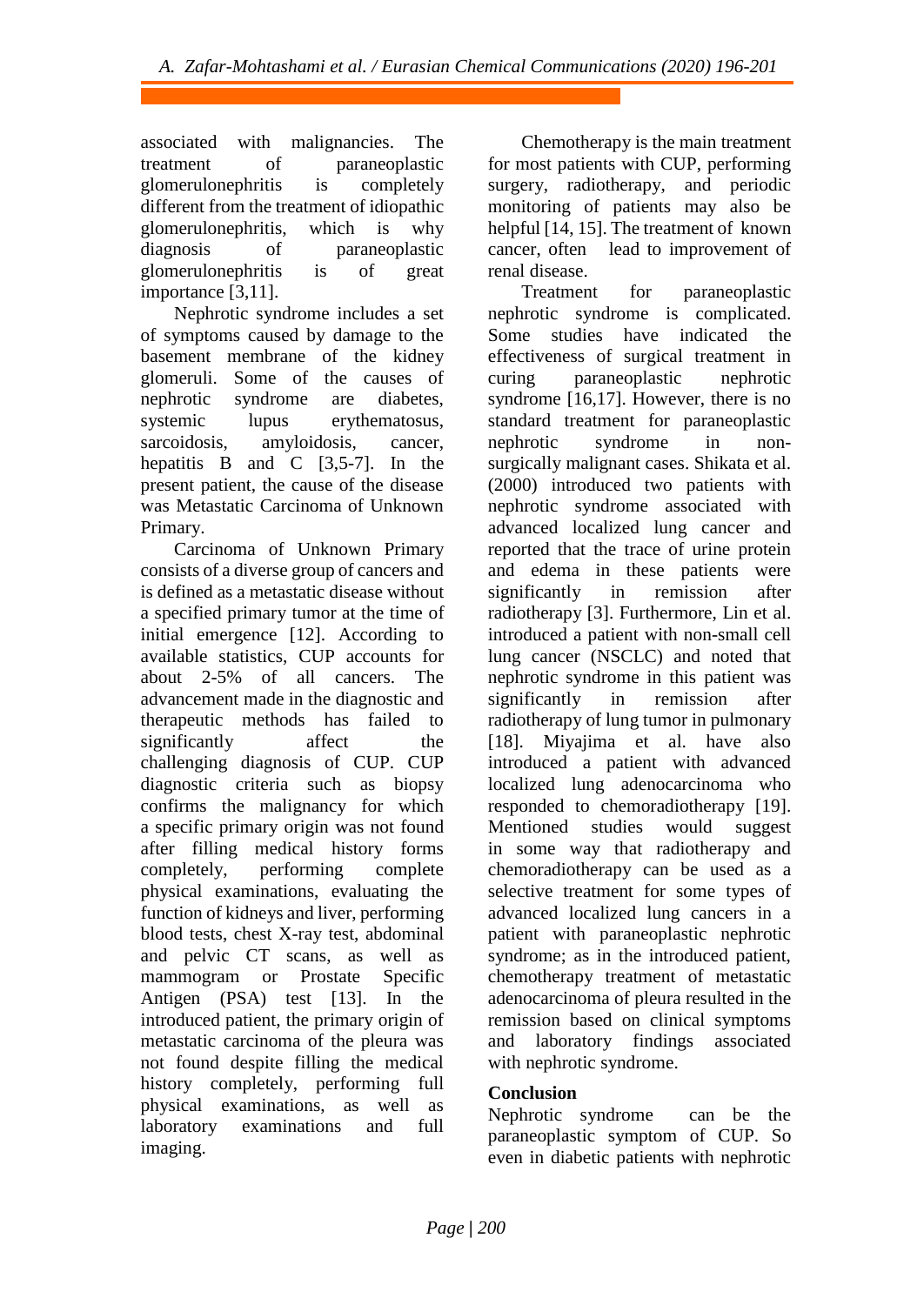associated with malignancies. The treatment of paraneoplastic glomerulonephritis is completely different from the treatment of idiopathic glomerulonephritis, which is why diagnosis of paraneoplastic glomerulonephritis is of great importance [3,11].

Nephrotic syndrome includes a set of symptoms caused by damage to the basement membrane of the kidney glomeruli. Some of the causes of nephrotic syndrome are diabetes, systemic lupus erythematosus, sarcoidosis, amyloidosis, cancer, hepatitis B and C [3,5-7]. In the present patient, the cause of the disease was Metastatic Carcinoma of Unknown Primary.

Carcinoma of Unknown Primary consists of a diverse group of cancers and is defined as a metastatic disease without a specified primary tumor at the time of initial emergence [12]. According to available statistics, CUP accounts for about 2-5% of all cancers. The advancement made in the diagnostic and therapeutic methods has failed to significantly affect the challenging diagnosis of CUP. CUP diagnostic criteria such as biopsy confirms the malignancy for which a specific primary origin was not found after filling medical history forms completely, performing complete physical examinations, evaluating the function of kidneys and liver, performing blood tests, chest X-ray test, abdominal and pelvic CT scans, as well as mammogram or Prostate Specific Antigen (PSA) test [13]. In the introduced patient, the primary origin of metastatic carcinoma of the pleura was not found despite filling the medical history completely, performing full physical examinations, as well as laboratory examinations and full imaging.

Chemotherapy is the main treatment for most patients with CUP, performing surgery, radiotherapy, and periodic monitoring of patients may also be helpful [14, 15]. The treatment of known cancer, often lead to improvement of renal disease.

Treatment for paraneoplastic nephrotic syndrome is complicated. Some studies have indicated the effectiveness of surgical treatment in curing paraneoplastic nephrotic syndrome [16,17]. However, there is no standard treatment for paraneoplastic nephrotic syndrome in non-surgically malignant cases. Shikata et al. (2000) introduced two patients with nephrotic syndrome associated with advanced localized lung cancer and reported that the trace of urine protein and edema in these patients were significantly in remission after radiotherapy [3]. Furthermore, Lin et al. introduced a patient with non-small cell lung cancer (NSCLC) and noted that nephrotic syndrome in this patient was significantly in remission after radiotherapy of lung tumor in pulmonary [18]. Miyajima et al. have also introduced a patient with advanced localized lung adenocarcinoma who responded to chemoradiotherapy [19]. Mentioned studies would suggest in some way that radiotherapy and chemoradiotherapy can be used as a selective treatment for some types of advanced localized lung cancers in a patient with paraneoplastic nephrotic syndrome; as in the introduced patient, chemotherapy treatment of metastatic adenocarcinoma of pleura resulted in the remission based on clinical symptoms and laboratory findings associated with nephrotic syndrome.

## Conclusion

Nephrotic syndrome can be the paraneoplastic symptom of CUP. So even in diabetic patients with nephrotic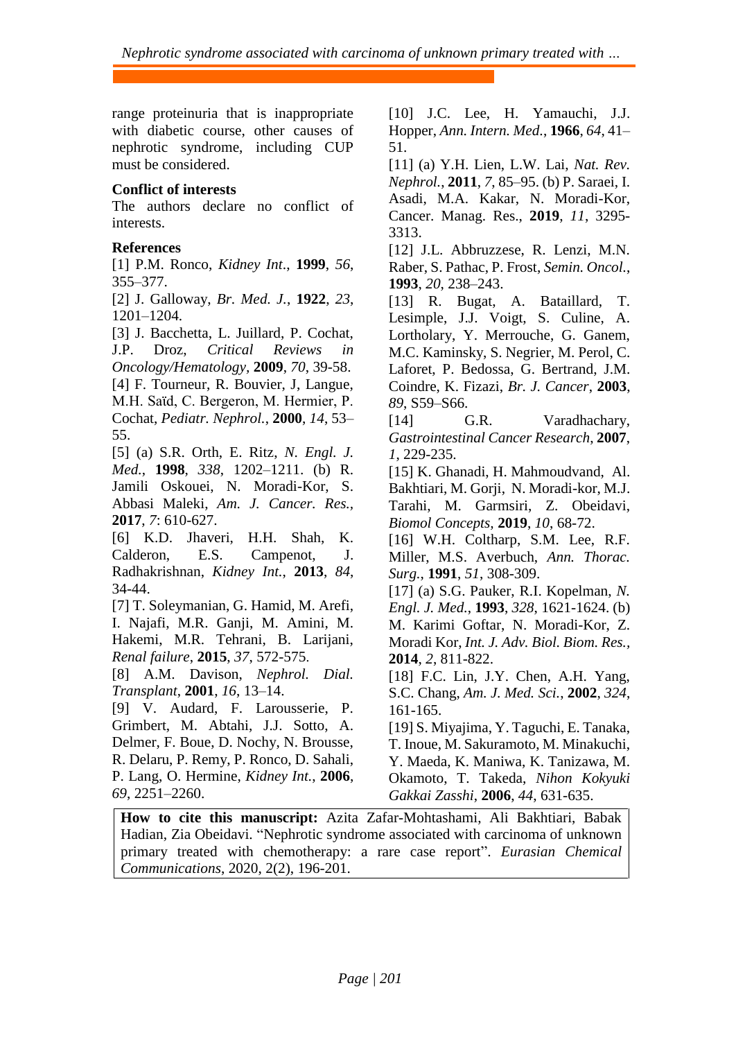range proteinuria that is inappropriate with diabetic course, other causes of nephrotic syndrome, including CUP must be considered.

## Conflict of interests

The authors declare no conflict of interests.

## References

[1] P.M. Ronco, *Kidney Int*., **1999**, *56*, 355–377.

[2] J. Galloway, *Br. Med. J.*, **1922**, *23*, 1201–1204.

[3] J. Bacchetta, L. Juillard, P. Cochat, J.P. Droz, *Critical Reviews in Oncology/Hematology*, **2009**, *70*, 39-58.

[4] F. Tourneur, R. Bouvier, J, Langue, M.H. Saïd, C. Bergeron, M. Hermier, P. Cochat, *Pediatr. Nephrol.*, **2000**, *14*, 53–55.

[5] (a) S.R. Orth, E. Ritz, *N. Engl. J. Med.*, **1998**, *338*, 1202–1211. (b) R. Jamili Oskouei, N. Moradi-Kor, S. Abbasi Maleki, *Am. J. Cancer. Res.*, **2017**, *7*: 610-627.

[6] K.D. Jhaveri, H.H. Shah, K. Calderon, E.S. Campenot, J. Radhakrishnan, *Kidney Int.*, **2013**, *84*, 34-44.

[7] T. Soleymanian, G. Hamid, M. Arefi, I. Najafi, M.R. Ganji, M. Amini, M. Hakemi, M.R. Tehrani, B. Larijani, *Renal failure*, **2015**, *37*, 572-575.

[8] A.M. Davison, *Nephrol. Dial. Transplant*, **2001**, *16*, 13–14.

[9] V. Audard, F. Larousserie, P. Grimbert, M. Abtahi, J.J. Sotto, A. Delmer, F. Boue, D. Nochy, N. Brousse, R. Delaru, P. Remy, P. Ronco, D. Sahali, P. Lang, O. Hermine, *Kidney Int.*, **2006**, *69*, 2251–2260.

[10] J.C. Lee, H. Yamauchi, J.J. Hopper, *Ann. Intern. Med.*, **1966**, *64*, 41–51.

[11] (a) Y.H. Lien, L.W. Lai, *Nat. Rev. Nephrol.*, **2011**, *7*, 85–95. (b) P. Saraei, I. Asadi, M.A. Kakar, N. Moradi-Kor, Cancer. Manag. Res., **2019**, *11*, 3295-3313.

[12] J.L. Abbruzzese, R. Lenzi, M.N. Raber, S. Pathac, P. Frost, *Semin. Oncol.*, **1993**, *20*, 238–243.

[13] R. Bugat, A. Bataillard, T. Lesimple, J.J. Voigt, S. Culine, A. Lortholary, Y. Merrouche, G. Ganem, M.C. Kaminsky, S. Negrier, M. Perol, C. Laforet, P. Bedossa, G. Bertrand, J.M. Coindre, K. Fizazi, *Br. J. Cancer*, **2003**, *89*, S59–S66.

[14] G.R. Varadhachary, *Gastrointestinal Cancer Research*, **2007**, *1*, 229-235.

[15] K. Ghanadi, H. Mahmoudvand, Al. Bakhtiari, M. Gorji, N. Moradi-kor, M.J. Tarahi, M. Garmsiri, Z. Obeidavi, *Biomol Concepts*, **2019**, *10*, 68-72.

[16] W.H. Coltharp, S.M. Lee, R.F. Miller, M.S. Averbuch, *Ann. Thorac. Surg.*, **1991**, *51*, 308-309.

[17] (a) S.G. Pauker, R.I. Kopelman, *N. Engl. J. Med.*, **1993**, *328*, 1621-1624. (b) M. Karimi Goftar, N. Moradi-Kor, Z. Moradi Kor, *Int. J. Adv. Biol. Biom. Res.*, **2014**, *2*, 811-822.

[18] F.C. Lin, J.Y. Chen, A.H. Yang, S.C. Chang, *Am. J. Med. Sci.*, **2002**, *324*, 161-165.

[19] S. Miyajima, Y. Taguchi, E. Tanaka, T. Inoue, M. Sakuramoto, M. Minakuchi, Y. Maeda, K. Maniwa, K. Tanizawa, M. Okamoto, T. Takeda, *Nihon Kokyuki Gakkai Zasshi*, **2006**, *44*, 631-635.

**How to cite this manuscript:** Azita Zafar-Mohtashami, Ali Bakhtiari, Babak Hadian, Zia Obeidavi. "Nephrotic syndrome associated with carcinoma of unknown primary treated with chemotherapy: a rare case report". *Eurasian Chemical Communications*, 2020, 2(2), 196-201.